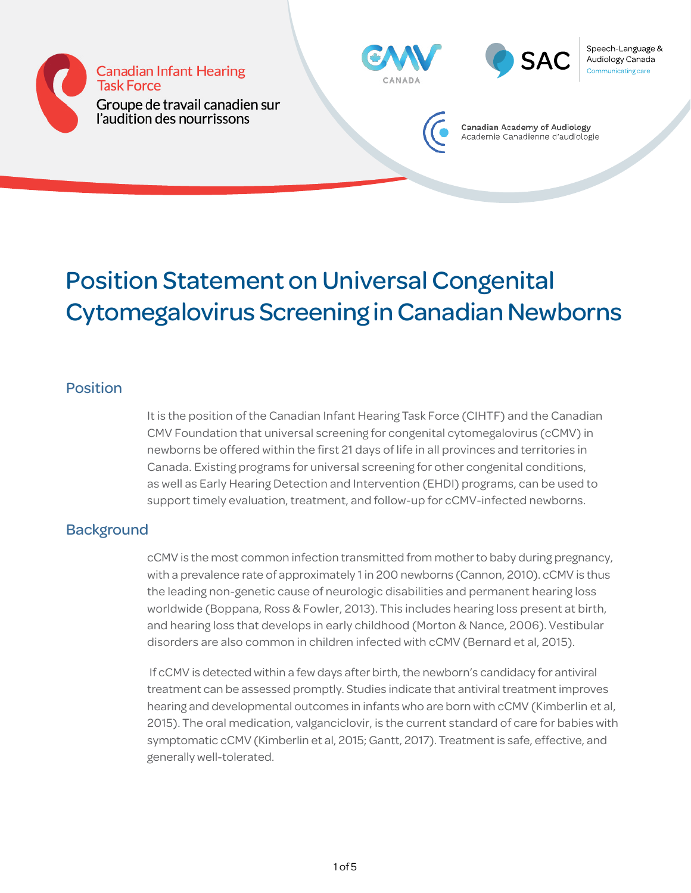Canadian Infant Hearing Task Force
Groupe de travail canadien sur l'audition des nourrissons

CMV CANADA

SAC Speech-Language & Audiology Canada
Communicating care

Canadian Academy of Audiology
Académie Canadienne d'audiologie

# Position Statement on Universal Congenital Cytomegalovirus Screening in Canadian Newborns

## Position

It is the position of the Canadian Infant Hearing Task Force (CIHTF) and the Canadian CMV Foundation that universal screening for congenital cytomegalovirus (cCMV) in newborns be offered within the first 21 days of life in all provinces and territories in Canada. Existing programs for universal screening for other congenital conditions, as well as Early Hearing Detection and Intervention (EHDI) programs, can be used to support timely evaluation, treatment, and follow-up for cCMV-infected newborns.

## Background

cCMV is the most common infection transmitted from mother to baby during pregnancy, with a prevalence rate of approximately 1 in 200 newborns (Cannon, 2010). cCMV is thus the leading non-genetic cause of neurologic disabilities and permanent hearing loss worldwide (Boppana, Ross & Fowler, 2013). This includes hearing loss present at birth, and hearing loss that develops in early childhood (Morton & Nance, 2006). Vestibular disorders are also common in children infected with cCMV (Bernard et al, 2015).

If cCMV is detected within a few days after birth, the newborn's candidacy for antiviral treatment can be assessed promptly. Studies indicate that antiviral treatment improves hearing and developmental outcomes in infants who are born with cCMV (Kimberlin et al, 2015). The oral medication, valganciclovir, is the current standard of care for babies with symptomatic cCMV (Kimberlin et al, 2015; Gantt, 2017). Treatment is safe, effective, and generally well-tolerated.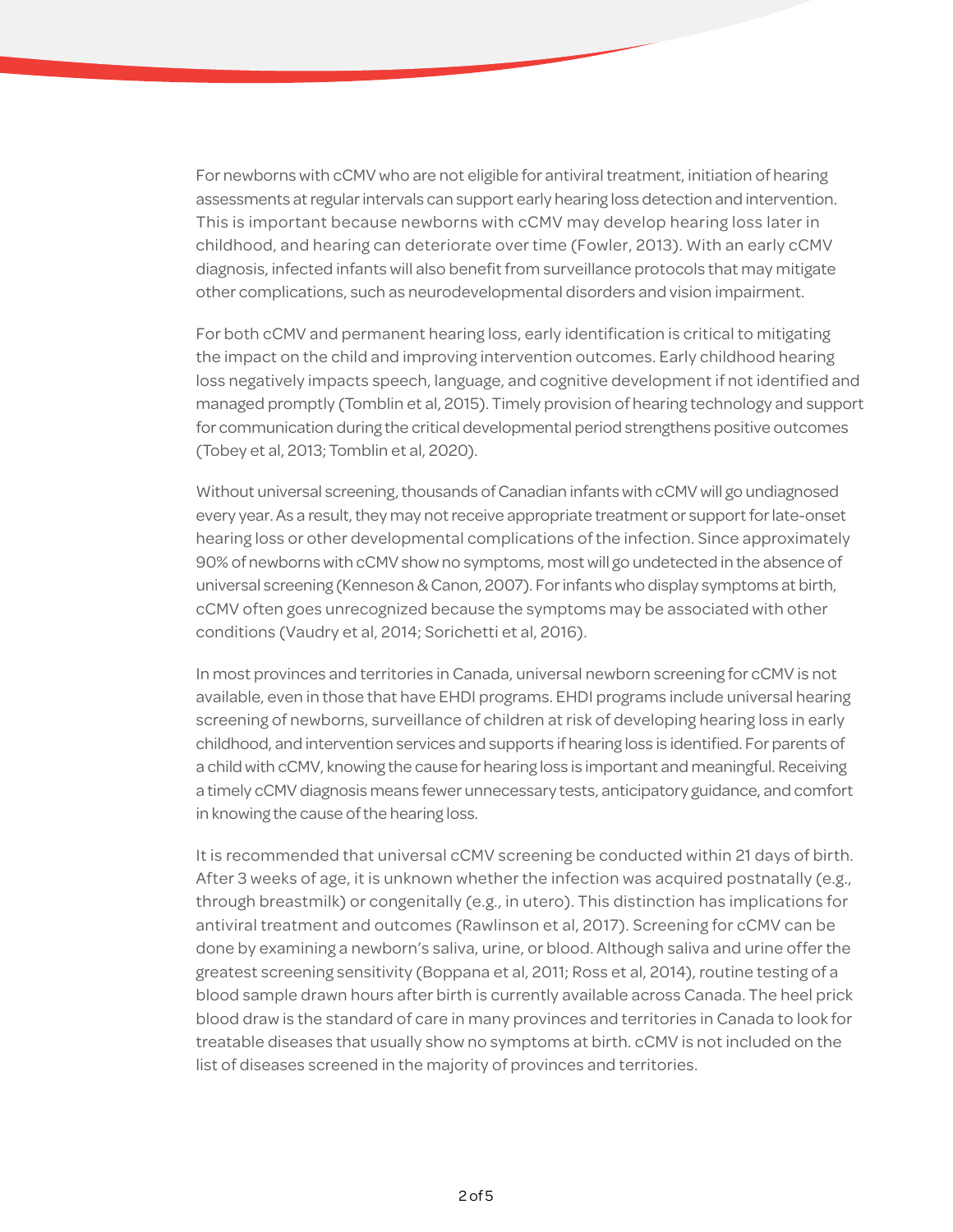For newborns with cCMV who are not eligible for antiviral treatment, initiation of hearing assessments at regular intervals can support early hearing loss detection and intervention. This is important because newborns with cCMV may develop hearing loss later in childhood, and hearing can deteriorate over time (Fowler, 2013). With an early cCMV diagnosis, infected infants will also benefit from surveillance protocols that may mitigate other complications, such as neurodevelopmental disorders and vision impairment.

For both cCMV and permanent hearing loss, early identification is critical to mitigating the impact on the child and improving intervention outcomes. Early childhood hearing loss negatively impacts speech, language, and cognitive development if not identified and managed promptly (Tomblin et al, 2015). Timely provision of hearing technology and support for communication during the critical developmental period strengthens positive outcomes (Tobey et al, 2013; Tomblin et al, 2020).

Without universal screening, thousands of Canadian infants with cCMV will go undiagnosed every year. As a result, they may not receive appropriate treatment or support for late-onset hearing loss or other developmental complications of the infection. Since approximately 90% of newborns with cCMV show no symptoms, most will go undetected in the absence of universal screening (Kenneson & Canon, 2007). For infants who display symptoms at birth, cCMV often goes unrecognized because the symptoms may be associated with other conditions (Vaudry et al, 2014; Sorichetti et al, 2016).

In most provinces and territories in Canada, universal newborn screening for cCMV is not available, even in those that have EHDI programs. EHDI programs include universal hearing screening of newborns, surveillance of children at risk of developing hearing loss in early childhood, and intervention services and supports if hearing loss is identified. For parents of a child with cCMV, knowing the cause for hearing loss is important and meaningful. Receiving a timely cCMV diagnosis means fewer unnecessary tests, anticipatory guidance, and comfort in knowing the cause of the hearing loss.

It is recommended that universal cCMV screening be conducted within 21 days of birth. After 3 weeks of age, it is unknown whether the infection was acquired postnatally (e.g., through breastmilk) or congenitally (e.g., in utero). This distinction has implications for antiviral treatment and outcomes (Rawlinson et al, 2017). Screening for cCMV can be done by examining a newborn's saliva, urine, or blood. Although saliva and urine offer the greatest screening sensitivity (Boppana et al, 2011; Ross et al, 2014), routine testing of a blood sample drawn hours after birth is currently available across Canada. The heel prick blood draw is the standard of care in many provinces and territories in Canada to look for treatable diseases that usually show no symptoms at birth. cCMV is not included on the list of diseases screened in the majority of provinces and territories.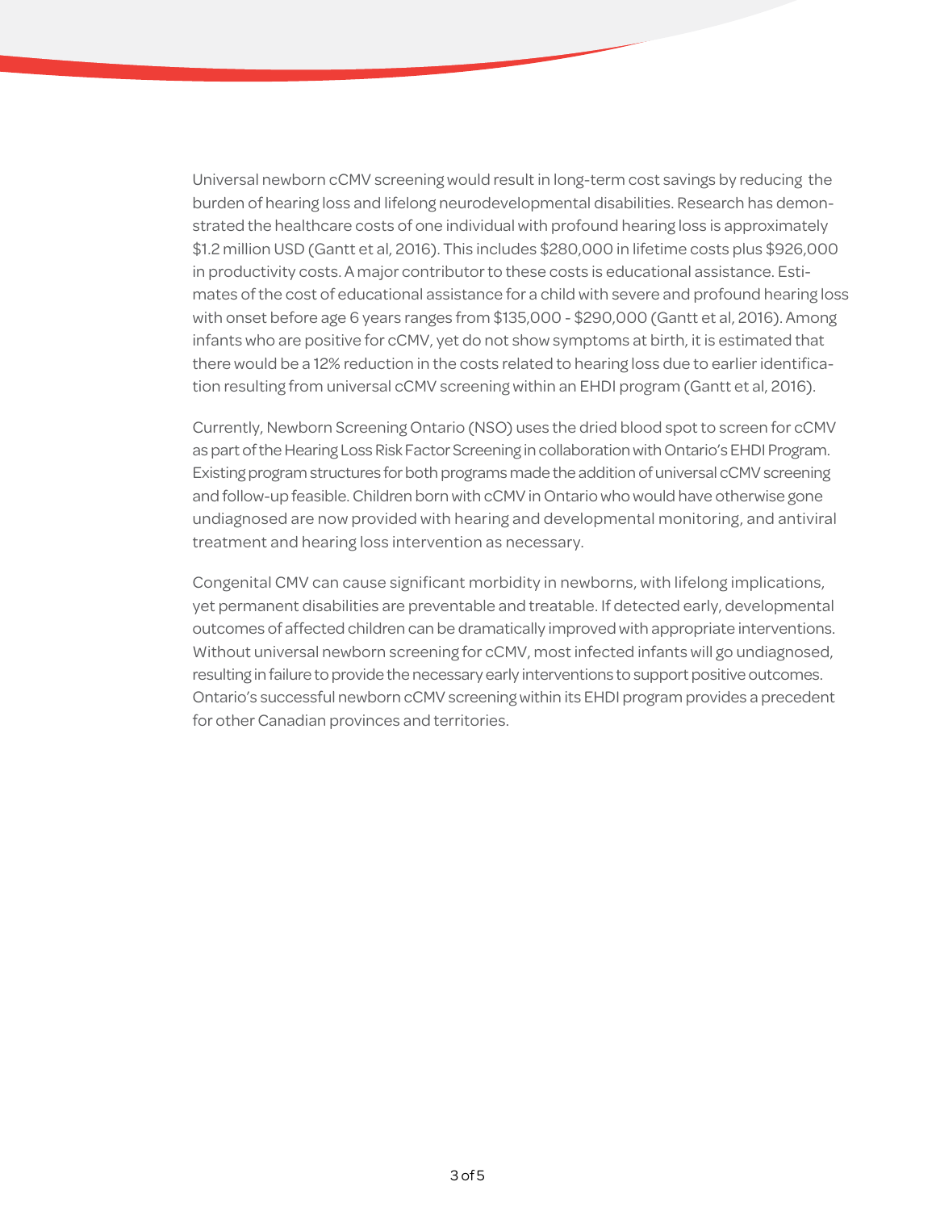Universal newborn cCMV screening would result in long-term cost savings by reducing the burden of hearing loss and lifelong neurodevelopmental disabilities. Research has demonstrated the healthcare costs of one individual with profound hearing loss is approximately $1.2 million USD (Gantt et al, 2016). This includes $280,000 in lifetime costs plus $926,000 in productivity costs. A major contributor to these costs is educational assistance. Estimates of the cost of educational assistance for a child with severe and profound hearing loss with onset before age 6 years ranges from $135,000 - $290,000 (Gantt et al, 2016). Among infants who are positive for cCMV, yet do not show symptoms at birth, it is estimated that there would be a 12% reduction in the costs related to hearing loss due to earlier identification resulting from universal cCMV screening within an EHDI program (Gantt et al, 2016).

Currently, Newborn Screening Ontario (NSO) uses the dried blood spot to screen for cCMV as part of the Hearing Loss Risk Factor Screening in collaboration with Ontario's EHDI Program. Existing program structures for both programs made the addition of universal cCMV screening and follow-up feasible. Children born with cCMV in Ontario who would have otherwise gone undiagnosed are now provided with hearing and developmental monitoring, and antiviral treatment and hearing loss intervention as necessary.

Congenital CMV can cause significant morbidity in newborns, with lifelong implications, yet permanent disabilities are preventable and treatable. If detected early, developmental outcomes of affected children can be dramatically improved with appropriate interventions. Without universal newborn screening for cCMV, most infected infants will go undiagnosed, resulting in failure to provide the necessary early interventions to support positive outcomes. Ontario's successful newborn cCMV screening within its EHDI program provides a precedent for other Canadian provinces and territories.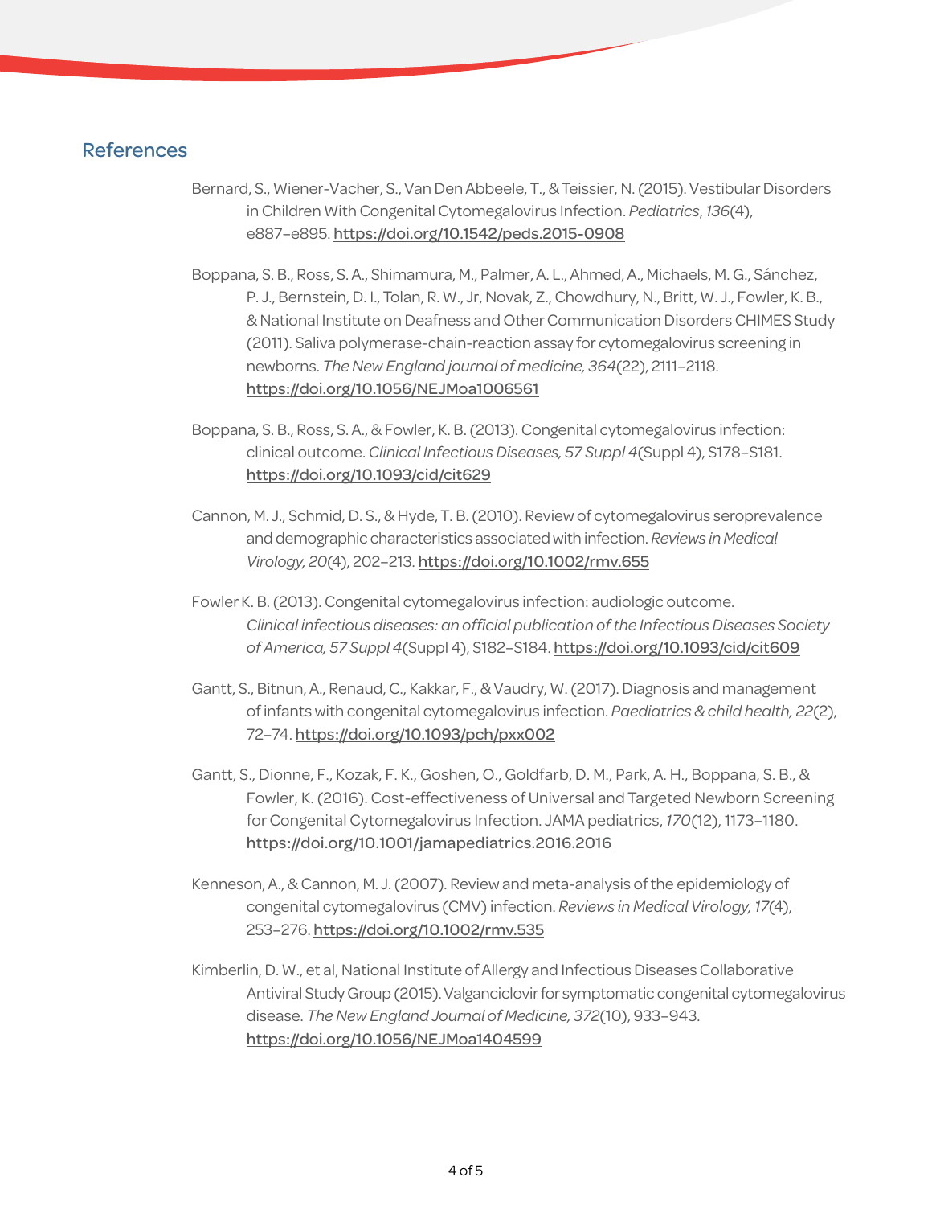## References

Bernard, S., Wiener-Vacher, S., Van Den Abbeele, T., & Teissier, N. (2015). Vestibular Disorders in Children With Congenital Cytomegalovirus Infection. *Pediatrics*, *136*(4), e887–e895. https://doi.org/10.1542/peds.2015-0908

Boppana, S. B., Ross, S. A., Shimamura, M., Palmer, A. L., Ahmed, A., Michaels, M. G., Sánchez, P. J., Bernstein, D. I., Tolan, R. W., Jr, Novak, Z., Chowdhury, N., Britt, W. J., Fowler, K. B., & National Institute on Deafness and Other Communication Disorders CHIMES Study (2011). Saliva polymerase-chain-reaction assay for cytomegalovirus screening in newborns. *The New England journal of medicine, 364*(22), 2111–2118. https://doi.org/10.1056/NEJMoa1006561

Boppana, S. B., Ross, S. A., & Fowler, K. B. (2013). Congenital cytomegalovirus infection: clinical outcome. *Clinical Infectious Diseases, 57 Suppl 4*(Suppl 4), S178–S181. https://doi.org/10.1093/cid/cit629

Cannon, M. J., Schmid, D. S., & Hyde, T. B. (2010). Review of cytomegalovirus seroprevalence and demographic characteristics associated with infection. *Reviews in Medical Virology, 20*(4), 202–213. https://doi.org/10.1002/rmv.655

Fowler K. B. (2013). Congenital cytomegalovirus infection: audiologic outcome. *Clinical infectious diseases: an official publication of the Infectious Diseases Society of America, 57 Suppl 4*(Suppl 4), S182–S184. https://doi.org/10.1093/cid/cit609

Gantt, S., Bitnun, A., Renaud, C., Kakkar, F., & Vaudry, W. (2017). Diagnosis and management of infants with congenital cytomegalovirus infection. *Paediatrics & child health, 22*(2), 72–74. https://doi.org/10.1093/pch/pxx002

Gantt, S., Dionne, F., Kozak, F. K., Goshen, O., Goldfarb, D. M., Park, A. H., Boppana, S. B., & Fowler, K. (2016). Cost-effectiveness of Universal and Targeted Newborn Screening for Congenital Cytomegalovirus Infection. JAMA pediatrics, *170*(12), 1173–1180. https://doi.org/10.1001/jamapediatrics.2016.2016

Kenneson, A., & Cannon, M. J. (2007). Review and meta-analysis of the epidemiology of congenital cytomegalovirus (CMV) infection. *Reviews in Medical Virology, 17*(4), 253–276. https://doi.org/10.1002/rmv.535

Kimberlin, D. W., et al, National Institute of Allergy and Infectious Diseases Collaborative Antiviral Study Group (2015). Valganciclovir for symptomatic congenital cytomegalovirus disease. *The New England Journal of Medicine, 372*(10), 933–943. https://doi.org/10.1056/NEJMoa1404599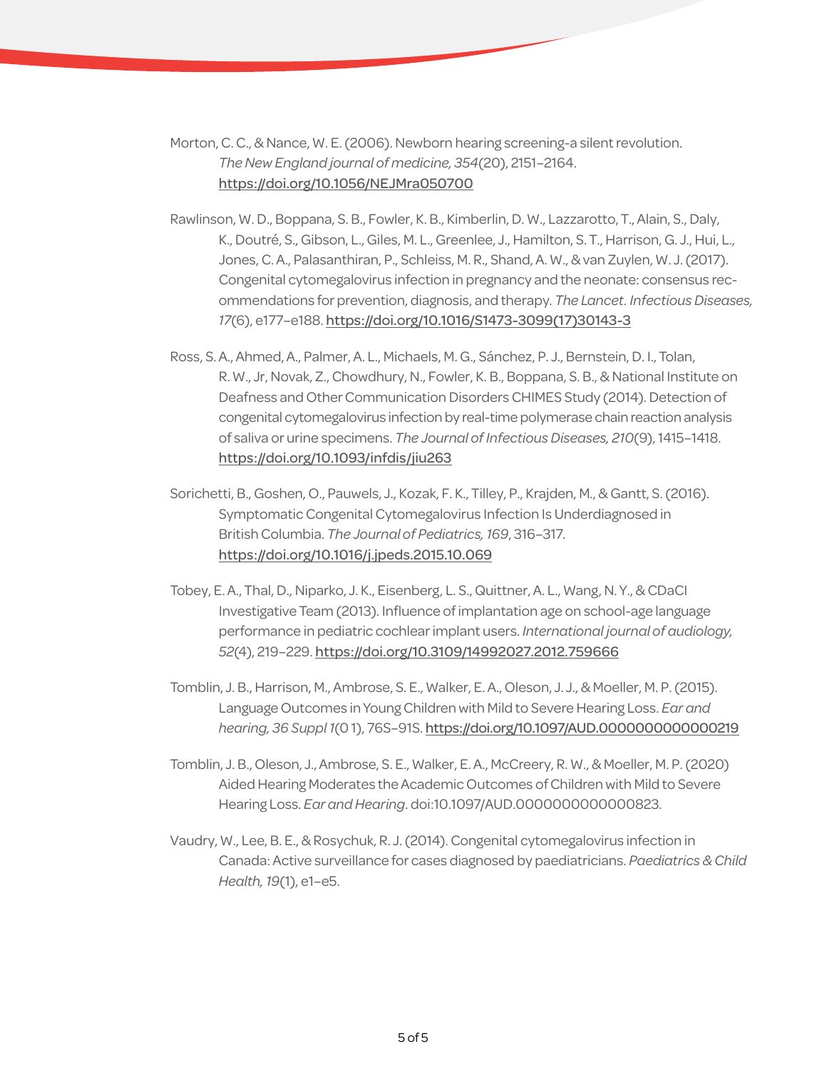Morton, C. C., & Nance, W. E. (2006). Newborn hearing screening-a silent revolution. *The New England journal of medicine, 354*(20), 2151–2164. https://doi.org/10.1056/NEJMra050700

Rawlinson, W. D., Boppana, S. B., Fowler, K. B., Kimberlin, D. W., Lazzarotto, T., Alain, S., Daly, K., Doutré, S., Gibson, L., Giles, M. L., Greenlee, J., Hamilton, S. T., Harrison, G. J., Hui, L., Jones, C. A., Palasanthiran, P., Schleiss, M. R., Shand, A. W., & van Zuylen, W. J. (2017). Congenital cytomegalovirus infection in pregnancy and the neonate: consensus recommendations for prevention, diagnosis, and therapy. *The Lancet. Infectious Diseases, 17*(6), e177–e188. https://doi.org/10.1016/S1473-3099(17)30143-3

Ross, S. A., Ahmed, A., Palmer, A. L., Michaels, M. G., Sánchez, P. J., Bernstein, D. I., Tolan, R. W., Jr, Novak, Z., Chowdhury, N., Fowler, K. B., Boppana, S. B., & National Institute on Deafness and Other Communication Disorders CHIMES Study (2014). Detection of congenital cytomegalovirus infection by real-time polymerase chain reaction analysis of saliva or urine specimens. *The Journal of Infectious Diseases, 210*(9), 1415–1418. https://doi.org/10.1093/infdis/jiu263

Sorichetti, B., Goshen, O., Pauwels, J., Kozak, F. K., Tilley, P., Krajden, M., & Gantt, S. (2016). Symptomatic Congenital Cytomegalovirus Infection Is Underdiagnosed in British Columbia. *The Journal of Pediatrics, 169*, 316–317. https://doi.org/10.1016/j.jpeds.2015.10.069

Tobey, E. A., Thal, D., Niparko, J. K., Eisenberg, L. S., Quittner, A. L., Wang, N. Y., & CDaCI Investigative Team (2013). Influence of implantation age on school-age language performance in pediatric cochlear implant users. *International journal of audiology, 52*(4), 219–229. https://doi.org/10.3109/14992027.2012.759666

Tomblin, J. B., Harrison, M., Ambrose, S. E., Walker, E. A., Oleson, J. J., & Moeller, M. P. (2015). Language Outcomes in Young Children with Mild to Severe Hearing Loss. *Ear and hearing, 36 Suppl 1*(0 1), 76S–91S. https://doi.org/10.1097/AUD.0000000000000219

Tomblin, J. B., Oleson, J., Ambrose, S. E., Walker, E. A., McCreery, R. W., & Moeller, M. P. (2020) Aided Hearing Moderates the Academic Outcomes of Children with Mild to Severe Hearing Loss. *Ear and Hearing*. doi:10.1097/AUD.0000000000000823.

Vaudry, W., Lee, B. E., & Rosychuk, R. J. (2014). Congenital cytomegalovirus infection in Canada: Active surveillance for cases diagnosed by paediatricians. *Paediatrics & Child Health, 19*(1), e1–e5.